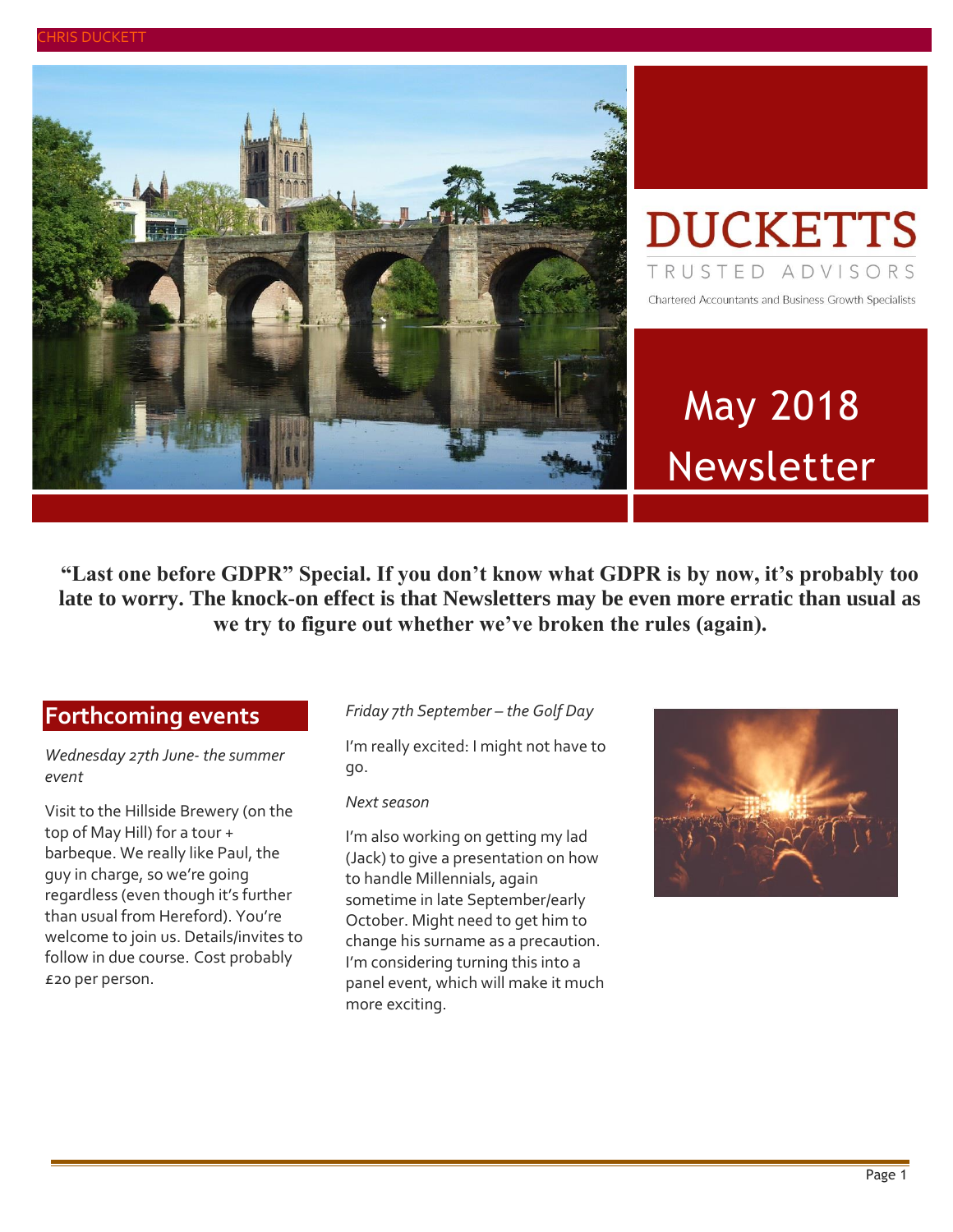# DUCKETTS

TRUSTED ADVISORS

Chartered Accountants and Business Growth Specialists

# May 2018 Newsletter

**"Last one before GDPR" Special. If you don't know what GDPR is by now, it's probably too late to worry. The knock-on effect is that Newsletters may be even more erratic than usual as we try to figure out whether we've broken the rules (again).**

## Forthcoming events

*Wednesday 27th June- the summer event*

Visit to the Hillside Brewery (on the top of May Hill) for a tour + barbeque. We really like Paul, the guy in charge, so we're going regardless (even though it's further than usual from Hereford). You're welcome to join us. Details/invites to follow in due course. Cost probably £20 per person.

*Friday 7th September – the Golf Day*

I'm really excited: I might not have to go.

*Next season*

I'm also working on getting my lad (Jack) to give a presentation on how to handle Millennials, again sometime in late September/early October. Might need to get him to change his surname as a precaution. I'm considering turning this into a panel event, which will make it much more exciting.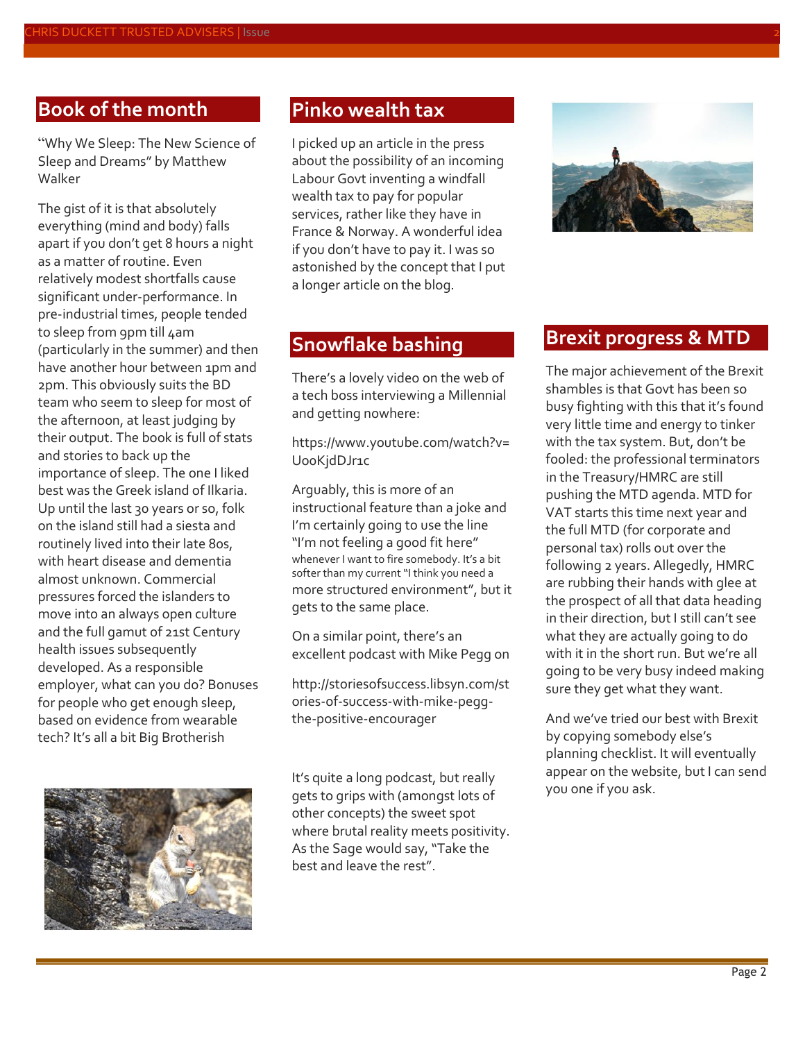## Book of the month

"Why We Sleep: The New Science of Sleep and Dreams" by Matthew Walker

The gist of it is that absolutely everything (mind and body) falls apart if you don't get 8 hours a night as a matter of routine. Even relatively modest shortfalls cause significant under-performance. In pre-industrial times, people tended to sleep from 9pm till 4am (particularly in the summer) and then have another hour between 1pm and 2pm. This obviously suits the BD team who seem to sleep for most of the afternoon, at least judging by their output. The book is full of stats and stories to back up the importance of sleep. The one I liked best was the Greek island of Ilkaria. Up until the last 30 years or so, folk on the island still had a siesta and routinely lived into their late 80s, with heart disease and dementia almost unknown. Commercial pressures forced the islanders to move into an always open culture and the full gamut of 21st Century health issues subsequently developed. As a responsible employer, what can you do? Bonuses for people who get enough sleep, based on evidence from wearable tech? It's all a bit Big Brotherish

## Pinko wealth tax

I picked up an article in the press about the possibility of an incoming Labour Govt inventing a windfall wealth tax to pay for popular services, rather like they have in France & Norway. A wonderful idea if you don't have to pay it. I was so astonished by the concept that I put a longer article on the blog.

## Snowflake bashing

There's a lovely video on the web of a tech boss interviewing a Millennial and getting nowhere:

https://www.youtube.com/watch?v=UooKjdDJr1c

Arguably, this is more of an instructional feature than a joke and I'm certainly going to use the line "I'm not feeling a good fit here" whenever I want to fire somebody. It's a bit softer than my current "I think you need a more structured environment", but it gets to the same place.

On a similar point, there's an excellent podcast with Mike Pegg on

http://storiesofsuccess.libsyn.com/stories-of-success-with-mike-pegg-the-positive-encourager

It's quite a long podcast, but really gets to grips with (amongst lots of other concepts) the sweet spot where brutal reality meets positivity. As the Sage would say, "Take the best and leave the rest".

## Brexit progress & MTD

The major achievement of the Brexit shambles is that Govt has been so busy fighting with this that it's found very little time and energy to tinker with the tax system. But, don't be fooled: the professional terminators in the Treasury/HMRC are still pushing the MTD agenda. MTD for VAT starts this time next year and the full MTD (for corporate and personal tax) rolls out over the following 2 years. Allegedly, HMRC are rubbing their hands with glee at the prospect of all that data heading in their direction, but I still can't see what they are actually going to do with it in the short run. But we're all going to be very busy indeed making sure they get what they want.

And we've tried our best with Brexit by copying somebody else's planning checklist. It will eventually appear on the website, but I can send you one if you ask.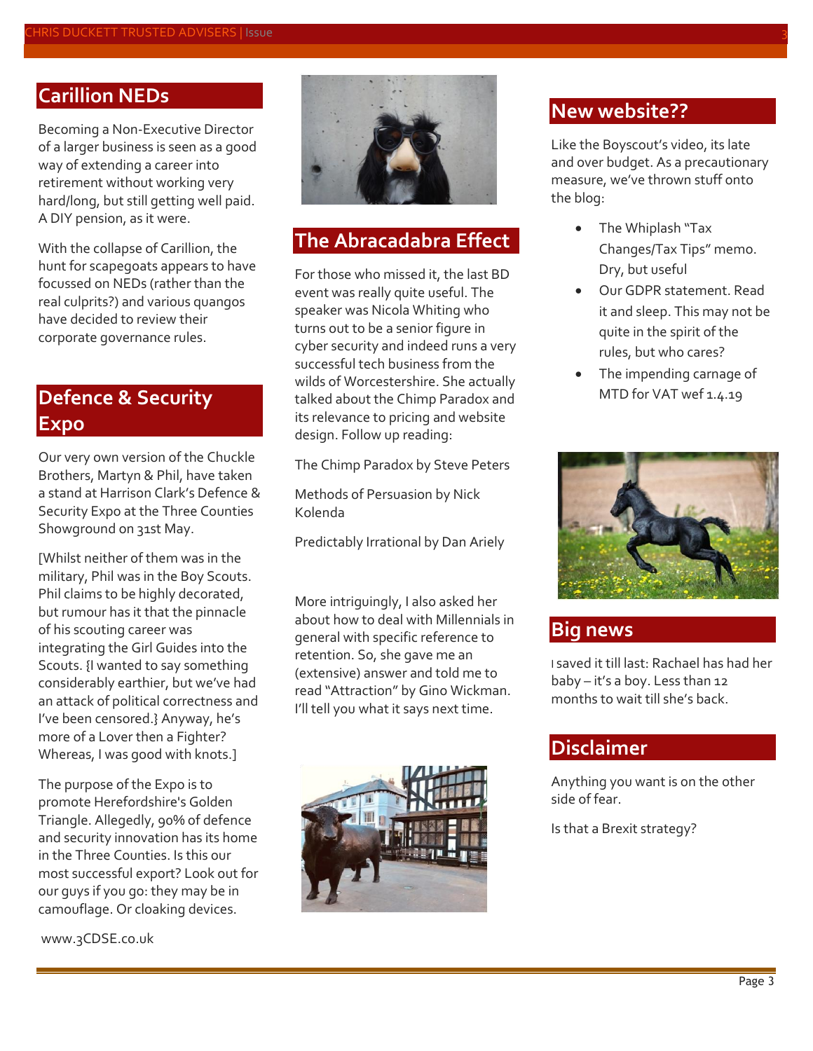## Carillion NEDs

Becoming a Non-Executive Director of a larger business is seen as a good way of extending a career into retirement without working very hard/long, but still getting well paid. A DIY pension, as it were.

With the collapse of Carillion, the hunt for scapegoats appears to have focussed on NEDs (rather than the real culprits?) and various quangos have decided to review their corporate governance rules.

## Defence & Security Expo

Our very own version of the Chuckle Brothers, Martyn & Phil, have taken a stand at Harrison Clark's Defence & Security Expo at the Three Counties Showground on 31st May.

[Whilst neither of them was in the military, Phil was in the Boy Scouts. Phil claims to be highly decorated, but rumour has it that the pinnacle of his scouting career was integrating the Girl Guides into the Scouts. {I wanted to say something considerably earthier, but we've had an attack of political correctness and I've been censored.} Anyway, he's more of a Lover then a Fighter? Whereas, I was good with knots.]

The purpose of the Expo is to promote Herefordshire's Golden Triangle. Allegedly, 90% of defence and security innovation has its home in the Three Counties. Is this our most successful export? Look out for our guys if you go: they may be in camouflage. Or cloaking devices.

www.3CDSE.co.uk

## The Abracadabra Effect

For those who missed it, the last BD event was really quite useful. The speaker was Nicola Whiting who turns out to be a senior figure in cyber security and indeed runs a very successful tech business from the wilds of Worcestershire. She actually talked about the Chimp Paradox and its relevance to pricing and website design. Follow up reading:

The Chimp Paradox by Steve Peters

Methods of Persuasion by Nick Kolenda

Predictably Irrational by Dan Ariely

More intriguingly, I also asked her about how to deal with Millennials in general with specific reference to retention. So, she gave me an (extensive) answer and told me to read "Attraction" by Gino Wickman. I'll tell you what it says next time.

## New website??

Like the Boyscout's video, its late and over budget. As a precautionary measure, we've thrown stuff onto the blog:

- The Whiplash "Tax Changes/Tax Tips" memo. Dry, but useful
- Our GDPR statement. Read it and sleep. This may not be quite in the spirit of the rules, but who cares?
- The impending carnage of MTD for VAT wef 1.4.19

## Big news

I saved it till last: Rachael has had her baby – it's a boy. Less than 12 months to wait till she's back.

## Disclaimer

Anything you want is on the other side of fear.

Is that a Brexit strategy?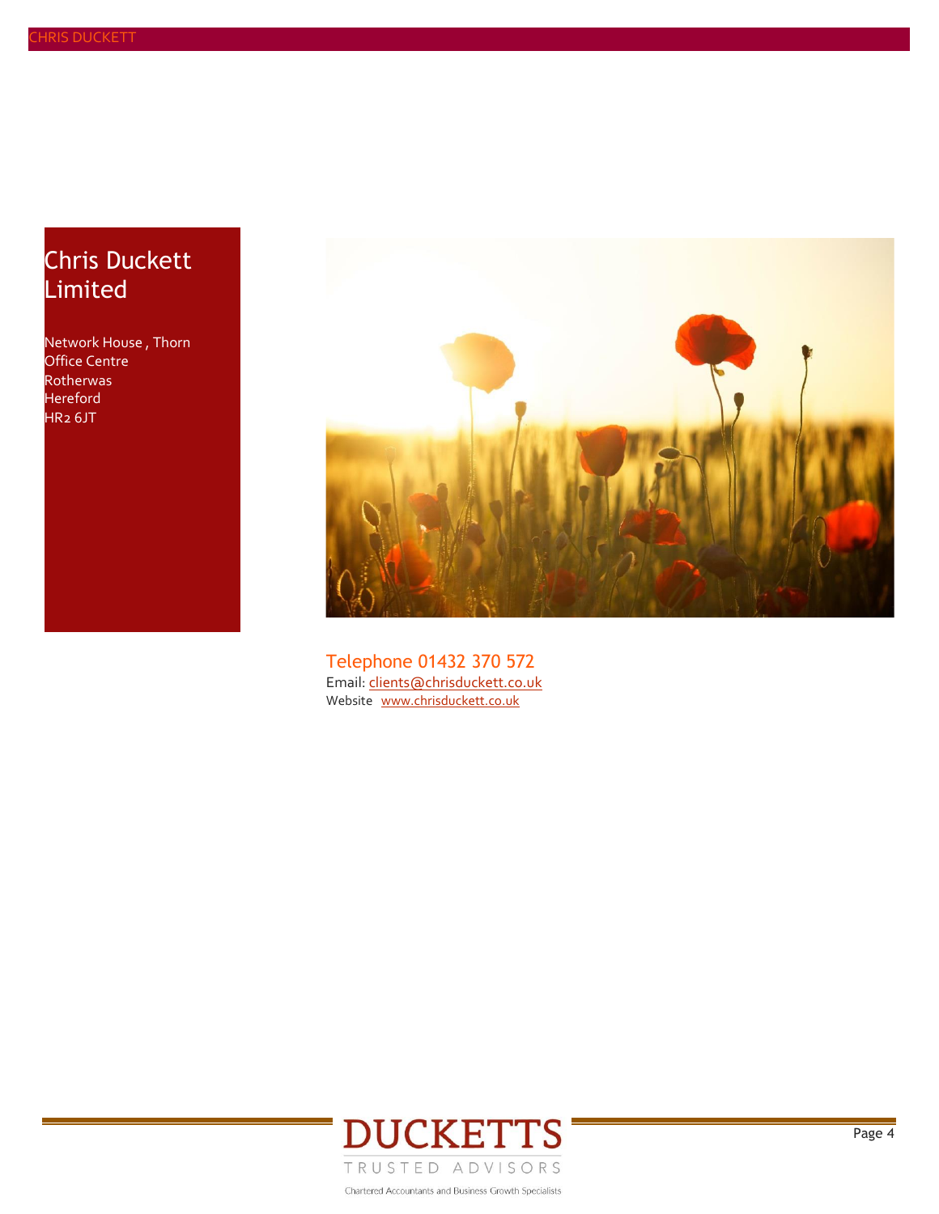# Chris Duckett Limited

Network House , Thorn Office Centre
Rotherwas
Hereford
HR2 6JT

Telephone 01432 370 572
Email: clients@chrisduckett.co.uk
Website  www.chrisduckett.co.uk